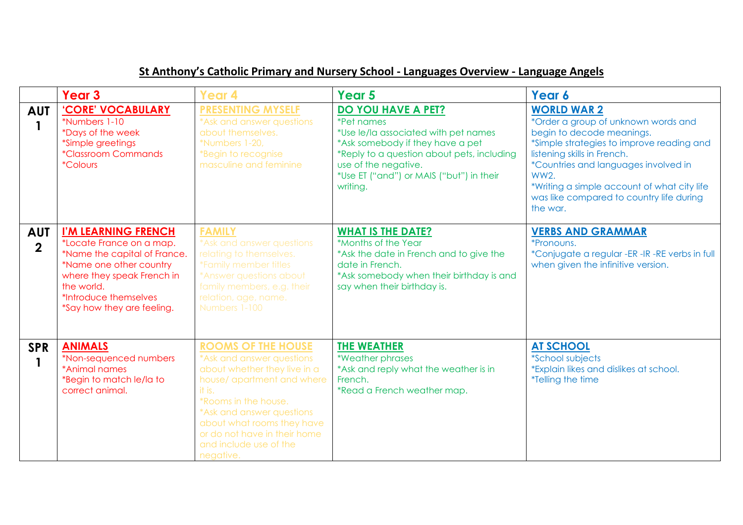# St Anthony's Catholic Primary and Nursery School - Languages Overview - Language Angels

| | Year 3 | Year 4 | Year 5 | Year 6 |
|---|---|---|---|---|
| **AUT 1** | **'CORE' VOCABULARY**<br>*Numbers 1-10<br>*Days of the week<br>*Simple greetings<br>*Classroom Commands<br>*Colours | **PRESENTING MYSELF**<br>*Ask and answer questions about themselves.<br>*Numbers 1-20.<br>*Begin to recognise masculine and feminine | **DO YOU HAVE A PET?**<br>*Pet names<br>*Use le/la associated with pet names<br>*Ask somebody if they have a pet<br>*Reply to a question about pets, including use of the negative.<br>*Use ET ("and") or MAIS ("but") in their writing. | **WORLD WAR 2**<br>*Order a group of unknown words and begin to decode meanings.<br>*Simple strategies to improve reading and listening skills in French.<br>*Countries and languages involved in WW2.<br>*Writing a simple account of what city life was like compared to country life during the war. |
| **AUT 2** | **I'M LEARNING FRENCH**<br>*Locate France on a map.<br>*Name the capital of France.<br>*Name one other country where they speak French in the world.<br>*Introduce themselves<br>*Say how they are feeling. | **FAMILY**<br>*Ask and answer questions relating to themselves.<br>*Family member titles<br>*Answer questions about family members, e.g. their relation, age, name.<br>Numbers 1-100 | **WHAT IS THE DATE?**<br>*Months of the Year<br>*Ask the date in French and to give the date in French.<br>*Ask somebody when their birthday is and say when their birthday is. | **VERBS AND GRAMMAR**<br>*Pronouns.<br>*Conjugate a regular -ER -IR -RE verbs in full when given the infinitive version. |
| **SPR 1** | **ANIMALS**<br>*Non-sequenced numbers<br>*Animal names<br>*Begin to match le/la to correct animal. | **ROOMS OF THE HOUSE**<br>*Ask and answer questions about whether they live in a house/ apartment and where it is.<br>*Rooms in the house.<br>*Ask and answer questions about what rooms they have or do not have in their home and include use of the negative. | **THE WEATHER**<br>*Weather phrases<br>*Ask and reply what the weather is in French.<br>*Read a French weather map. | **AT SCHOOL**<br>*School subjects<br>*Explain likes and dislikes at school.<br>*Telling the time |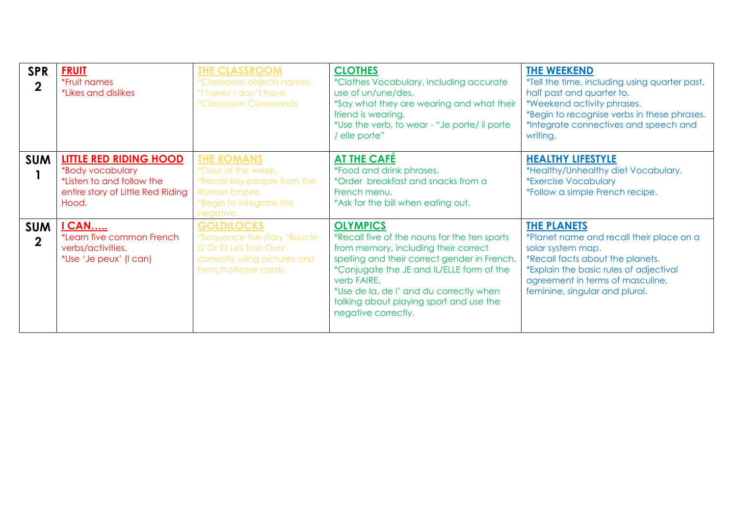| | | | | |
|---|---|---|---|---|
| **SPR 2** | **FRUIT**<br>*Fruit names<br>*Likes and dislikes | **THE CLASSROOM**<br>*Classroom objects names.<br>*I have/ I don't have<br>*Classroom Commands | **CLOTHES**<br>*Clothes Vocabulary, including accurate use of un/une/des.<br>*Say what they are wearing and what their friend is wearing.<br>*Use the verb, to wear - "Je porte/ il porte / elle porte" | **THE WEEKEND**<br>*Tell the time, including using quarter past, half past and quarter to.<br>*Weekend activity phrases.<br>*Begin to recognise verbs in these phrases.<br>*Integrate connectives and speech and writing. |
| **SUM 1** | **LITTLE RED RIDING HOOD**<br>*Body vocabulary<br>*Listen to and follow the entire story of Little Red Riding Hood. | **THE ROMANS**<br>*Days of the week.<br>*Recall key people from the Roman Empire.<br>*Begin to integrate the negative. | **AT THE CAFÉ**<br>*Food and drink phrases.<br>*Order breakfast and snacks from a French menu.<br>*Ask for the bill when eating out. | **HEALTHY LIFESTYLE**<br>*Healthy/Unhealthy diet Vocabulary.<br>*Exercise Vocabulary<br>*Follow a simple French recipe. |
| **SUM 2** | **I CAN…..**<br>*Learn five common French verbs/activities.<br>*Use 'Je peux' (I can) | **GOLDILOCKS**<br>*Sequence the story 'Boucle D'Or Et Les Trois Ours' correctly using pictures and French phrase cards. | **OLYMPICS**<br>*Recall five of the nouns for the ten sports from memory, including their correct spelling and their correct gender in French.<br>*Conjugate the JE and IL/ELLE form of the verb FAIRE.<br>*Use de la, de l' and du correctly when talking about playing sport and use the negative correctly. | **THE PLANETS**<br>*Planet name and recall their place on a solar system map.<br>*Recall facts about the planets.<br>*Explain the basic rules of adjectival agreement in terms of masculine, feminine, singular and plural. |